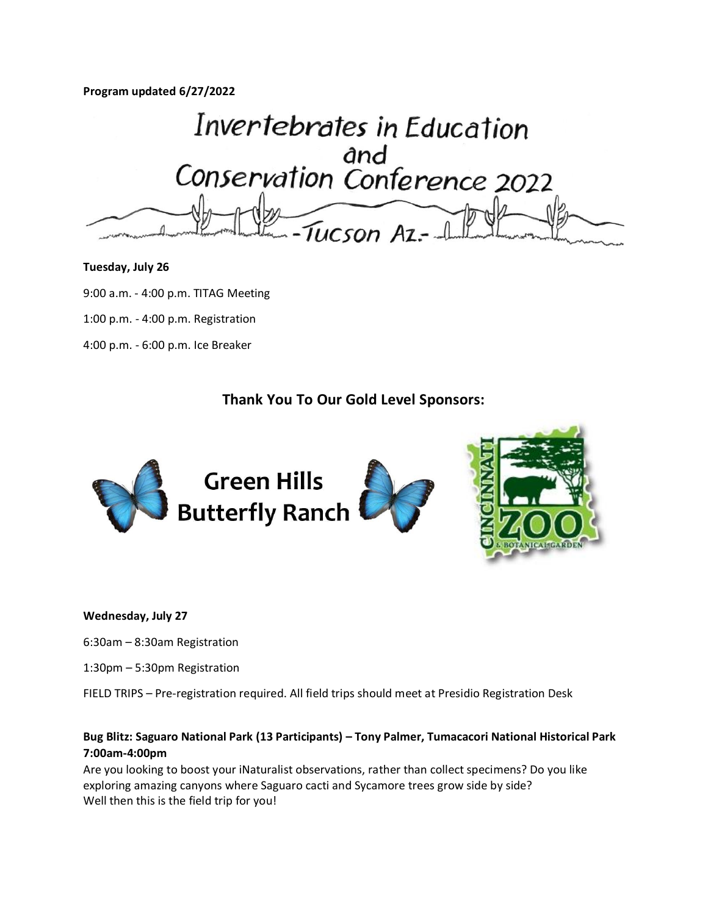**Program updated 6/27/2022**

# Invertebrates in Education and Conservation Conference 2022

-Tucson Az.-

**Tuesday, July 26**

9:00 a.m. - 4:00 p.m. TITAG Meeting

1:00 p.m. - 4:00 p.m. Registration

4:00 p.m. - 6:00 p.m. Ice Breaker

## Thank You To Our Gold Level Sponsors:

Green Hills Butterfly Ranch

Cincinnati Zoo & Botanical Garden

**Wednesday, July 27**

6:30am – 8:30am Registration

1:30pm – 5:30pm Registration

FIELD TRIPS – Pre-registration required. All field trips should meet at Presidio Registration Desk

**Bug Blitz: Saguaro National Park (13 Participants) – Tony Palmer, Tumacacori National Historical Park 7:00am-4:00pm**

Are you looking to boost your iNaturalist observations, rather than collect specimens? Do you like exploring amazing canyons where Saguaro cacti and Sycamore trees grow side by side?
Well then this is the field trip for you!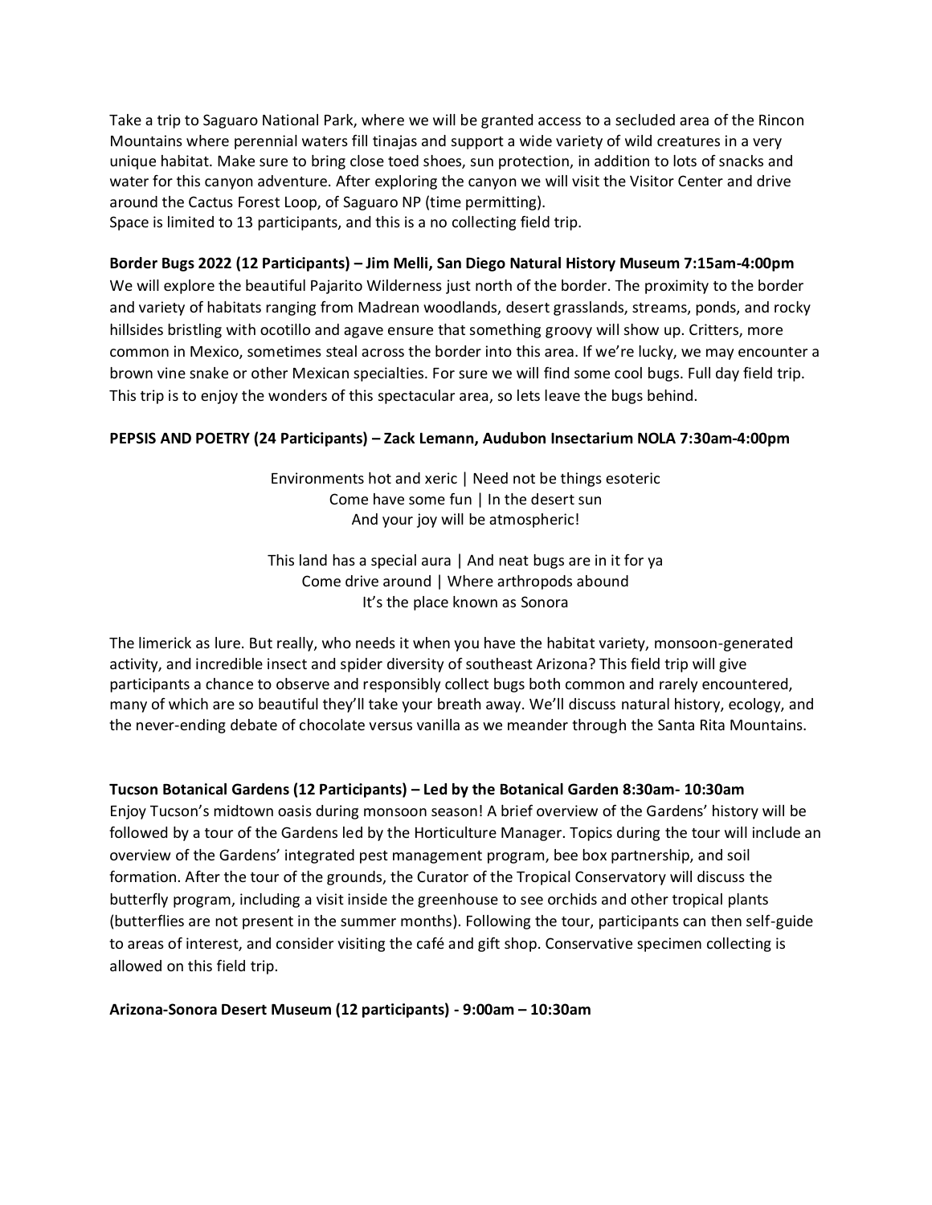Take a trip to Saguaro National Park, where we will be granted access to a secluded area of the Rincon Mountains where perennial waters fill tinajas and support a wide variety of wild creatures in a very unique habitat. Make sure to bring close toed shoes, sun protection, in addition to lots of snacks and water for this canyon adventure. After exploring the canyon we will visit the Visitor Center and drive around the Cactus Forest Loop, of Saguaro NP (time permitting).
Space is limited to 13 participants, and this is a no collecting field trip.

**Border Bugs 2022 (12 Participants) – Jim Melli, San Diego Natural History Museum 7:15am-4:00pm**

We will explore the beautiful Pajarito Wilderness just north of the border. The proximity to the border and variety of habitats ranging from Madrean woodlands, desert grasslands, streams, ponds, and rocky hillsides bristling with ocotillo and agave ensure that something groovy will show up. Critters, more common in Mexico, sometimes steal across the border into this area. If we're lucky, we may encounter a brown vine snake or other Mexican specialties. For sure we will find some cool bugs. Full day field trip. This trip is to enjoy the wonders of this spectacular area, so lets leave the bugs behind.

**PEPSIS AND POETRY (24 Participants) – Zack Lemann, Audubon Insectarium NOLA 7:30am-4:00pm**

Environments hot and xeric | Need not be things esoteric
Come have some fun | In the desert sun
And your joy will be atmospheric!

This land has a special aura | And neat bugs are in it for ya
Come drive around | Where arthropods abound
It's the place known as Sonora

The limerick as lure. But really, who needs it when you have the habitat variety, monsoon-generated activity, and incredible insect and spider diversity of southeast Arizona? This field trip will give participants a chance to observe and responsibly collect bugs both common and rarely encountered, many of which are so beautiful they'll take your breath away. We'll discuss natural history, ecology, and the never-ending debate of chocolate versus vanilla as we meander through the Santa Rita Mountains.

**Tucson Botanical Gardens (12 Participants) – Led by the Botanical Garden 8:30am- 10:30am**

Enjoy Tucson's midtown oasis during monsoon season! A brief overview of the Gardens' history will be followed by a tour of the Gardens led by the Horticulture Manager. Topics during the tour will include an overview of the Gardens' integrated pest management program, bee box partnership, and soil formation. After the tour of the grounds, the Curator of the Tropical Conservatory will discuss the butterfly program, including a visit inside the greenhouse to see orchids and other tropical plants (butterflies are not present in the summer months). Following the tour, participants can then self-guide to areas of interest, and consider visiting the café and gift shop. Conservative specimen collecting is allowed on this field trip.

**Arizona-Sonora Desert Museum (12 participants) - 9:00am – 10:30am**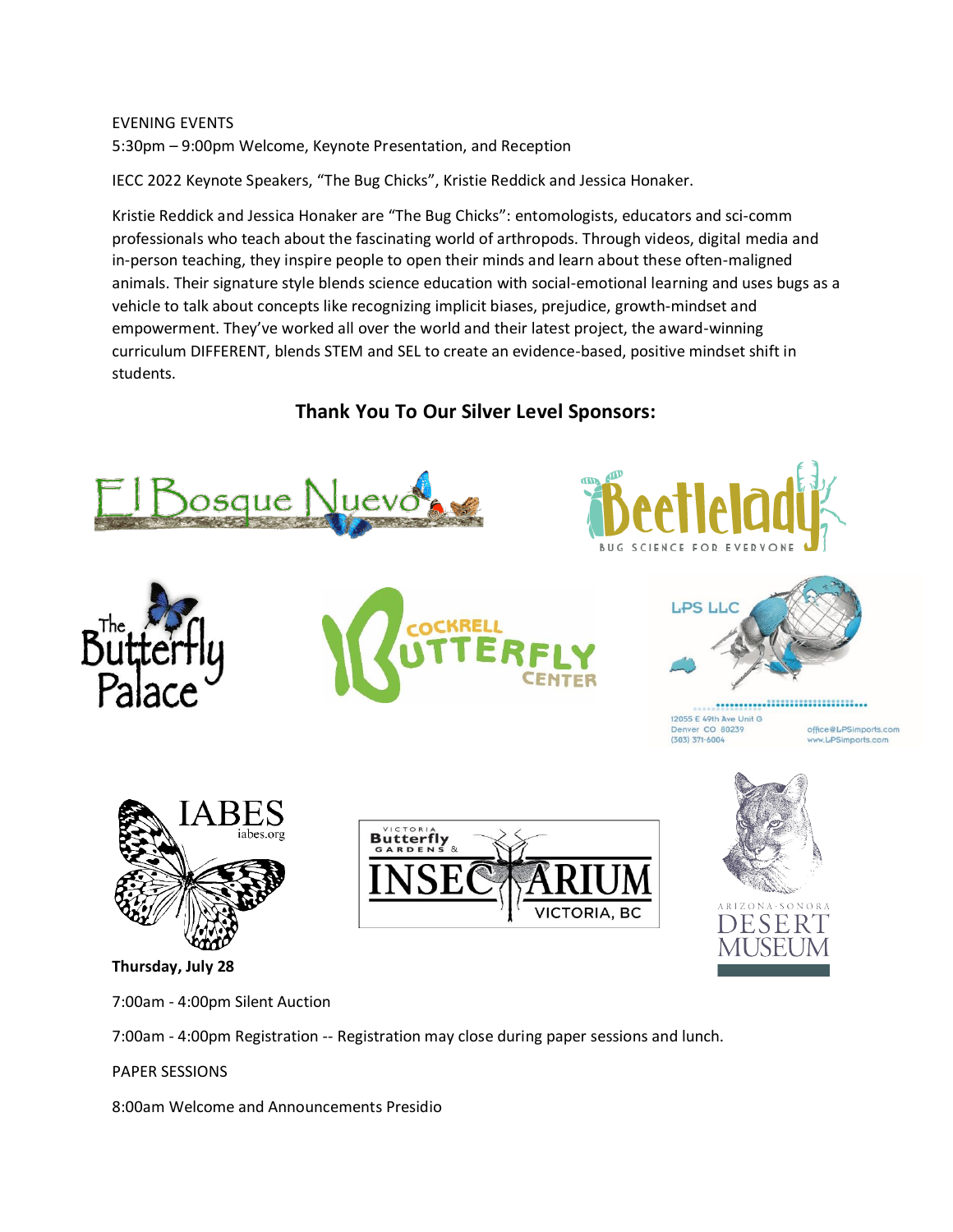EVENING EVENTS

5:30pm – 9:00pm Welcome, Keynote Presentation, and Reception

IECC 2022 Keynote Speakers, "The Bug Chicks", Kristie Reddick and Jessica Honaker.

Kristie Reddick and Jessica Honaker are "The Bug Chicks": entomologists, educators and sci-comm professionals who teach about the fascinating world of arthropods. Through videos, digital media and in-person teaching, they inspire people to open their minds and learn about these often-maligned animals. Their signature style blends science education with social-emotional learning and uses bugs as a vehicle to talk about concepts like recognizing implicit biases, prejudice, growth-mindset and empowerment. They've worked all over the world and their latest project, the award-winning curriculum DIFFERENT, blends STEM and SEL to create an evidence-based, positive mindset shift in students.

## Thank You To Our Silver Level Sponsors:

El Bosque Nuevo

Beetlelady — BUG SCIENCE FOR EVERYONE

The Butterfly Palace

Cockrell Butterfly Center

LPS LLC — 12055 E 49th Ave Unit G, Denver CO 80239, (303) 371-6004, office@LPSimports.com, www.LPSimports.com

IABES — iabes.org

Victoria Butterfly Gardens & Insectarium — Victoria, BC

Arizona-Sonora Desert Museum

**Thursday, July 28**

7:00am - 4:00pm Silent Auction

7:00am - 4:00pm Registration -- Registration may close during paper sessions and lunch.

PAPER SESSIONS

8:00am Welcome and Announcements Presidio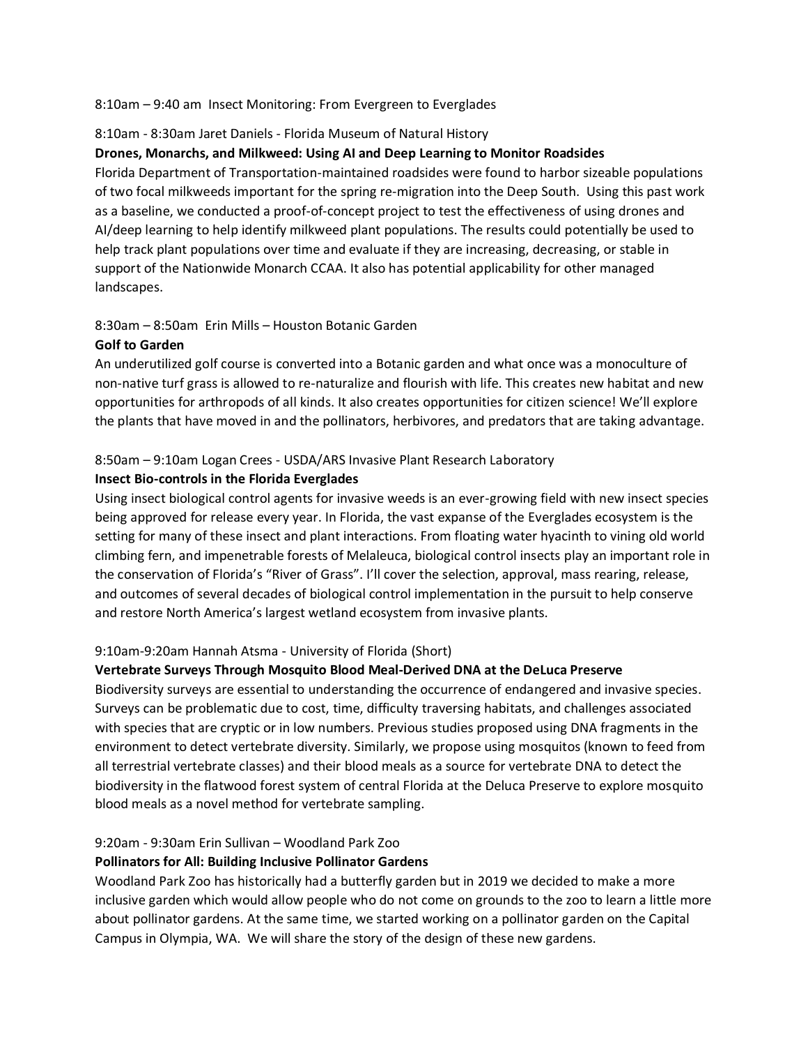8:10am – 9:40 am  Insect Monitoring: From Evergreen to Everglades

8:10am - 8:30am Jaret Daniels - Florida Museum of Natural History

**Drones, Monarchs, and Milkweed: Using AI and Deep Learning to Monitor Roadsides**

Florida Department of Transportation-maintained roadsides were found to harbor sizeable populations of two focal milkweeds important for the spring re-migration into the Deep South. Using this past work as a baseline, we conducted a proof-of-concept project to test the effectiveness of using drones and AI/deep learning to help identify milkweed plant populations. The results could potentially be used to help track plant populations over time and evaluate if they are increasing, decreasing, or stable in support of the Nationwide Monarch CCAA. It also has potential applicability for other managed landscapes.

8:30am – 8:50am  Erin Mills – Houston Botanic Garden

**Golf to Garden**

An underutilized golf course is converted into a Botanic garden and what once was a monoculture of non-native turf grass is allowed to re-naturalize and flourish with life. This creates new habitat and new opportunities for arthropods of all kinds. It also creates opportunities for citizen science! We'll explore the plants that have moved in and the pollinators, herbivores, and predators that are taking advantage.

8:50am – 9:10am Logan Crees - USDA/ARS Invasive Plant Research Laboratory

**Insect Bio-controls in the Florida Everglades**

Using insect biological control agents for invasive weeds is an ever-growing field with new insect species being approved for release every year. In Florida, the vast expanse of the Everglades ecosystem is the setting for many of these insect and plant interactions. From floating water hyacinth to vining old world climbing fern, and impenetrable forests of Melaleuca, biological control insects play an important role in the conservation of Florida's "River of Grass". I'll cover the selection, approval, mass rearing, release, and outcomes of several decades of biological control implementation in the pursuit to help conserve and restore North America's largest wetland ecosystem from invasive plants.

9:10am-9:20am Hannah Atsma - University of Florida (Short)

**Vertebrate Surveys Through Mosquito Blood Meal-Derived DNA at the DeLuca Preserve**

Biodiversity surveys are essential to understanding the occurrence of endangered and invasive species. Surveys can be problematic due to cost, time, difficulty traversing habitats, and challenges associated with species that are cryptic or in low numbers. Previous studies proposed using DNA fragments in the environment to detect vertebrate diversity. Similarly, we propose using mosquitos (known to feed from all terrestrial vertebrate classes) and their blood meals as a source for vertebrate DNA to detect the biodiversity in the flatwood forest system of central Florida at the Deluca Preserve to explore mosquito blood meals as a novel method for vertebrate sampling.

9:20am - 9:30am Erin Sullivan – Woodland Park Zoo

**Pollinators for All: Building Inclusive Pollinator Gardens**

Woodland Park Zoo has historically had a butterfly garden but in 2019 we decided to make a more inclusive garden which would allow people who do not come on grounds to the zoo to learn a little more about pollinator gardens. At the same time, we started working on a pollinator garden on the Capital Campus in Olympia, WA. We will share the story of the design of these new gardens.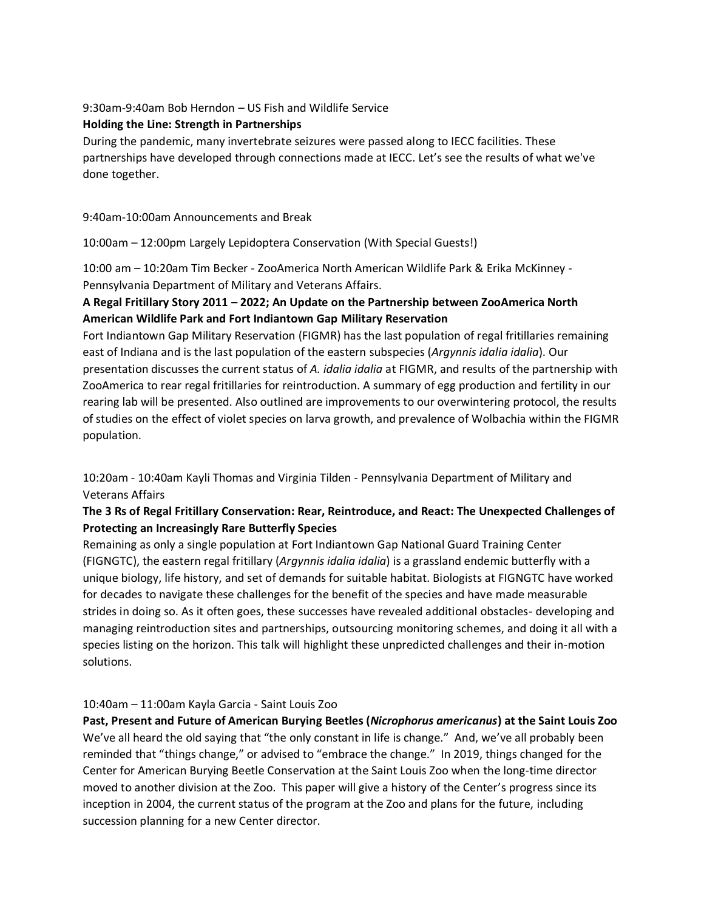9:30am-9:40am Bob Herndon – US Fish and Wildlife Service

**Holding the Line: Strength in Partnerships**

During the pandemic, many invertebrate seizures were passed along to IECC facilities. These partnerships have developed through connections made at IECC. Let's see the results of what we've done together.

9:40am-10:00am Announcements and Break

10:00am – 12:00pm Largely Lepidoptera Conservation (With Special Guests!)

10:00 am – 10:20am Tim Becker - ZooAmerica North American Wildlife Park & Erika McKinney - Pennsylvania Department of Military and Veterans Affairs.

**A Regal Fritillary Story 2011 – 2022; An Update on the Partnership between ZooAmerica North American Wildlife Park and Fort Indiantown Gap Military Reservation**

Fort Indiantown Gap Military Reservation (FIGMR) has the last population of regal fritillaries remaining east of Indiana and is the last population of the eastern subspecies (*Argynnis idalia idalia*). Our presentation discusses the current status of *A. idalia idalia* at FIGMR, and results of the partnership with ZooAmerica to rear regal fritillaries for reintroduction. A summary of egg production and fertility in our rearing lab will be presented. Also outlined are improvements to our overwintering protocol, the results of studies on the effect of violet species on larva growth, and prevalence of Wolbachia within the FIGMR population.

10:20am - 10:40am Kayli Thomas and Virginia Tilden - Pennsylvania Department of Military and Veterans Affairs

**The 3 Rs of Regal Fritillary Conservation: Rear, Reintroduce, and React: The Unexpected Challenges of Protecting an Increasingly Rare Butterfly Species**

Remaining as only a single population at Fort Indiantown Gap National Guard Training Center (FIGNGTC), the eastern regal fritillary (*Argynnis idalia idalia*) is a grassland endemic butterfly with a unique biology, life history, and set of demands for suitable habitat. Biologists at FIGNGTC have worked for decades to navigate these challenges for the benefit of the species and have made measurable strides in doing so. As it often goes, these successes have revealed additional obstacles- developing and managing reintroduction sites and partnerships, outsourcing monitoring schemes, and doing it all with a species listing on the horizon. This talk will highlight these unpredicted challenges and their in-motion solutions.

10:40am – 11:00am Kayla Garcia - Saint Louis Zoo

**Past, Present and Future of American Burying Beetles (*Nicrophorus americanus*) at the Saint Louis Zoo**

We've all heard the old saying that "the only constant in life is change." And, we've all probably been reminded that "things change," or advised to "embrace the change." In 2019, things changed for the Center for American Burying Beetle Conservation at the Saint Louis Zoo when the long-time director moved to another division at the Zoo. This paper will give a history of the Center's progress since its inception in 2004, the current status of the program at the Zoo and plans for the future, including succession planning for a new Center director.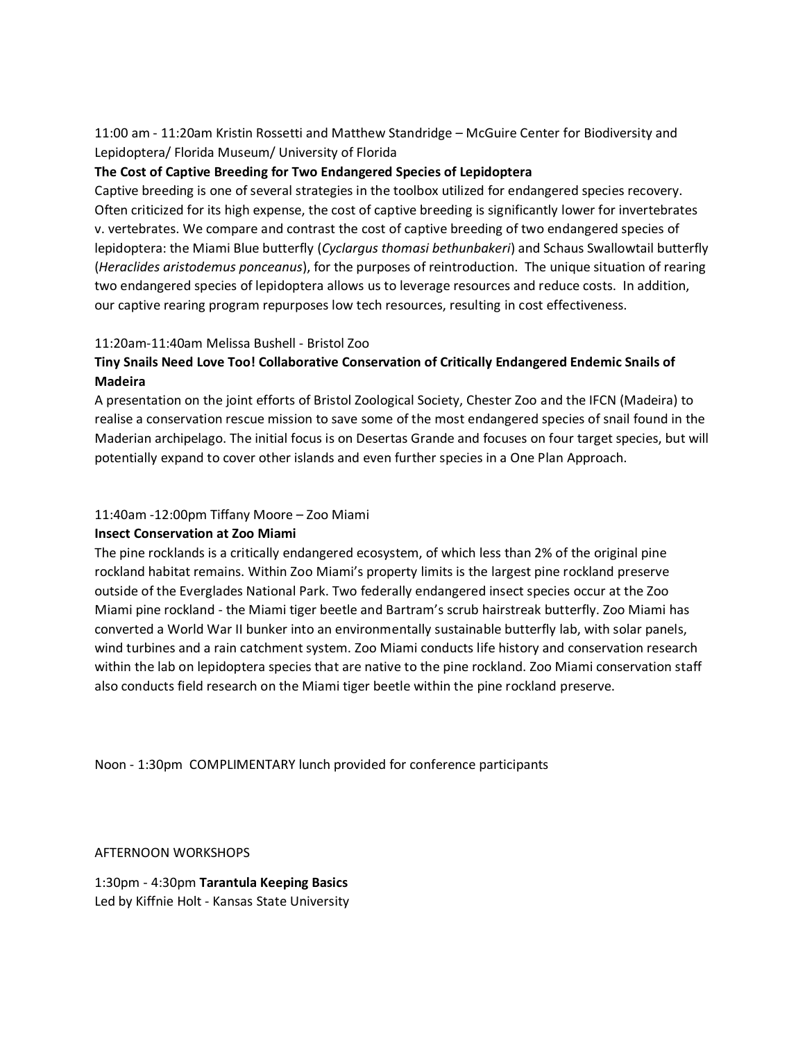11:00 am - 11:20am Kristin Rossetti and Matthew Standridge – McGuire Center for Biodiversity and Lepidoptera/ Florida Museum/ University of Florida

**The Cost of Captive Breeding for Two Endangered Species of Lepidoptera**

Captive breeding is one of several strategies in the toolbox utilized for endangered species recovery. Often criticized for its high expense, the cost of captive breeding is significantly lower for invertebrates v. vertebrates. We compare and contrast the cost of captive breeding of two endangered species of lepidoptera: the Miami Blue butterfly (*Cyclargus thomasi bethunbakeri*) and Schaus Swallowtail butterfly (*Heraclides aristodemus ponceanus*), for the purposes of reintroduction. The unique situation of rearing two endangered species of lepidoptera allows us to leverage resources and reduce costs. In addition, our captive rearing program repurposes low tech resources, resulting in cost effectiveness.

11:20am-11:40am Melissa Bushell - Bristol Zoo

**Tiny Snails Need Love Too! Collaborative Conservation of Critically Endangered Endemic Snails of Madeira**

A presentation on the joint efforts of Bristol Zoological Society, Chester Zoo and the IFCN (Madeira) to realise a conservation rescue mission to save some of the most endangered species of snail found in the Maderian archipelago. The initial focus is on Desertas Grande and focuses on four target species, but will potentially expand to cover other islands and even further species in a One Plan Approach.

11:40am -12:00pm Tiffany Moore – Zoo Miami

**Insect Conservation at Zoo Miami**

The pine rocklands is a critically endangered ecosystem, of which less than 2% of the original pine rockland habitat remains. Within Zoo Miami's property limits is the largest pine rockland preserve outside of the Everglades National Park. Two federally endangered insect species occur at the Zoo Miami pine rockland - the Miami tiger beetle and Bartram's scrub hairstreak butterfly. Zoo Miami has converted a World War II bunker into an environmentally sustainable butterfly lab, with solar panels, wind turbines and a rain catchment system. Zoo Miami conducts life history and conservation research within the lab on lepidoptera species that are native to the pine rockland. Zoo Miami conservation staff also conducts field research on the Miami tiger beetle within the pine rockland preserve.

Noon - 1:30pm COMPLIMENTARY lunch provided for conference participants

AFTERNOON WORKSHOPS

1:30pm - 4:30pm **Tarantula Keeping Basics**
Led by Kiffnie Holt - Kansas State University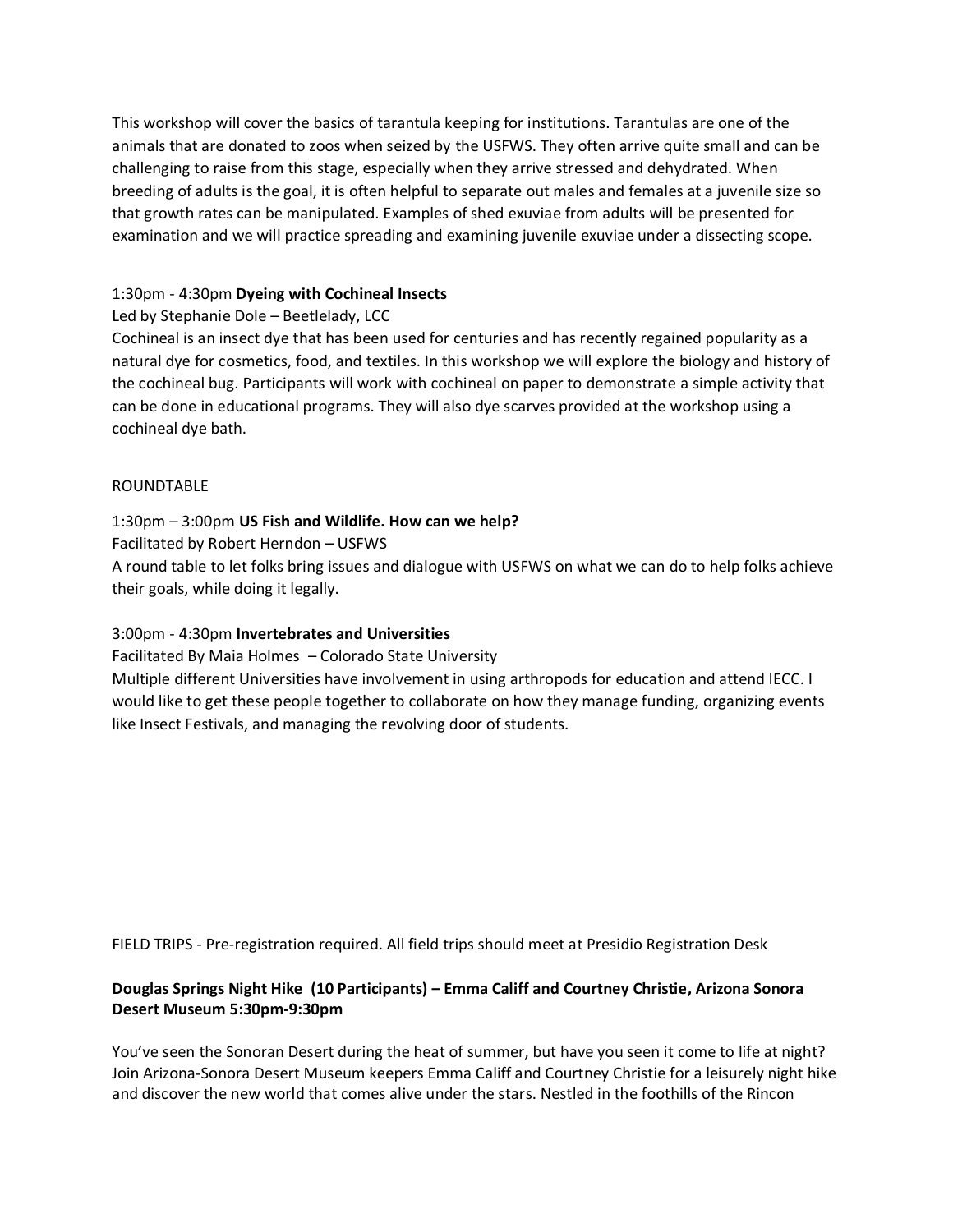This workshop will cover the basics of tarantula keeping for institutions. Tarantulas are one of the animals that are donated to zoos when seized by the USFWS. They often arrive quite small and can be challenging to raise from this stage, especially when they arrive stressed and dehydrated. When breeding of adults is the goal, it is often helpful to separate out males and females at a juvenile size so that growth rates can be manipulated. Examples of shed exuviae from adults will be presented for examination and we will practice spreading and examining juvenile exuviae under a dissecting scope.

1:30pm - 4:30pm **Dyeing with Cochineal Insects**
Led by Stephanie Dole – Beetlelady, LCC
Cochineal is an insect dye that has been used for centuries and has recently regained popularity as a natural dye for cosmetics, food, and textiles. In this workshop we will explore the biology and history of the cochineal bug. Participants will work with cochineal on paper to demonstrate a simple activity that can be done in educational programs. They will also dye scarves provided at the workshop using a cochineal dye bath.

ROUNDTABLE

1:30pm – 3:00pm **US Fish and Wildlife. How can we help?**
Facilitated by Robert Herndon – USFWS
A round table to let folks bring issues and dialogue with USFWS on what we can do to help folks achieve their goals, while doing it legally.

3:00pm - 4:30pm **Invertebrates and Universities**
Facilitated By Maia Holmes – Colorado State University
Multiple different Universities have involvement in using arthropods for education and attend IECC. I would like to get these people together to collaborate on how they manage funding, organizing events like Insect Festivals, and managing the revolving door of students.

FIELD TRIPS - Pre-registration required. All field trips should meet at Presidio Registration Desk

**Douglas Springs Night Hike (10 Participants) – Emma Califf and Courtney Christie, Arizona Sonora Desert Museum 5:30pm-9:30pm**

You've seen the Sonoran Desert during the heat of summer, but have you seen it come to life at night? Join Arizona-Sonora Desert Museum keepers Emma Califf and Courtney Christie for a leisurely night hike and discover the new world that comes alive under the stars. Nestled in the foothills of the Rincon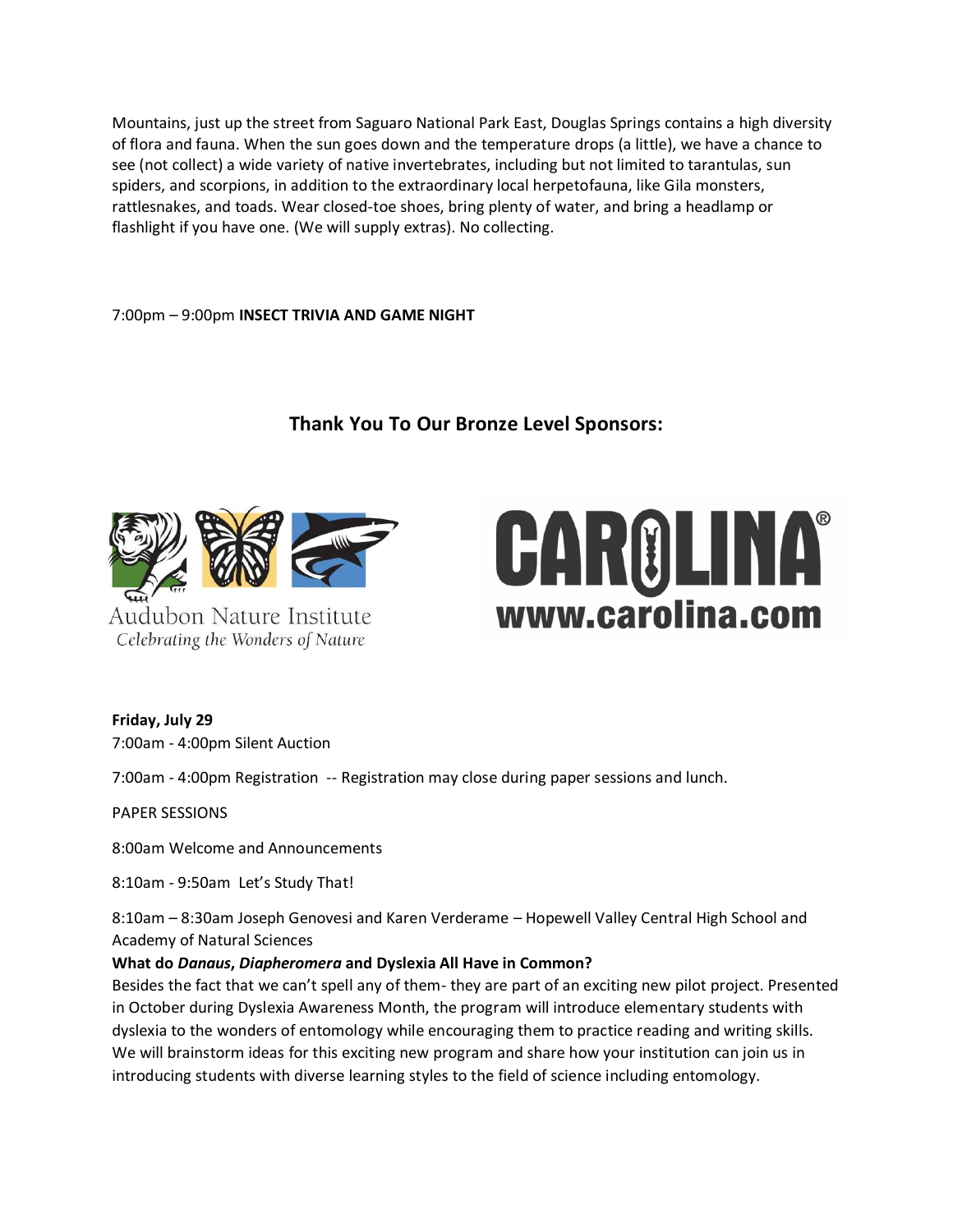Mountains, just up the street from Saguaro National Park East, Douglas Springs contains a high diversity of flora and fauna. When the sun goes down and the temperature drops (a little), we have a chance to see (not collect) a wide variety of native invertebrates, including but not limited to tarantulas, sun spiders, and scorpions, in addition to the extraordinary local herpetofauna, like Gila monsters, rattlesnakes, and toads. Wear closed-toe shoes, bring plenty of water, and bring a headlamp or flashlight if you have one. (We will supply extras). No collecting.

7:00pm – 9:00pm **INSECT TRIVIA AND GAME NIGHT**

## Thank You To Our Bronze Level Sponsors:

Audubon Nature Institute
*Celebrating the Wonders of Nature*

CAROLINA®
www.carolina.com

**Friday, July 29**

7:00am - 4:00pm Silent Auction

7:00am - 4:00pm Registration -- Registration may close during paper sessions and lunch.

PAPER SESSIONS

8:00am Welcome and Announcements

8:10am - 9:50am Let's Study That!

8:10am – 8:30am Joseph Genovesi and Karen Verderame – Hopewell Valley Central High School and Academy of Natural Sciences

**What do *Danaus*, *Diapheromera* and Dyslexia All Have in Common?**

Besides the fact that we can't spell any of them- they are part of an exciting new pilot project. Presented in October during Dyslexia Awareness Month, the program will introduce elementary students with dyslexia to the wonders of entomology while encouraging them to practice reading and writing skills. We will brainstorm ideas for this exciting new program and share how your institution can join us in introducing students with diverse learning styles to the field of science including entomology.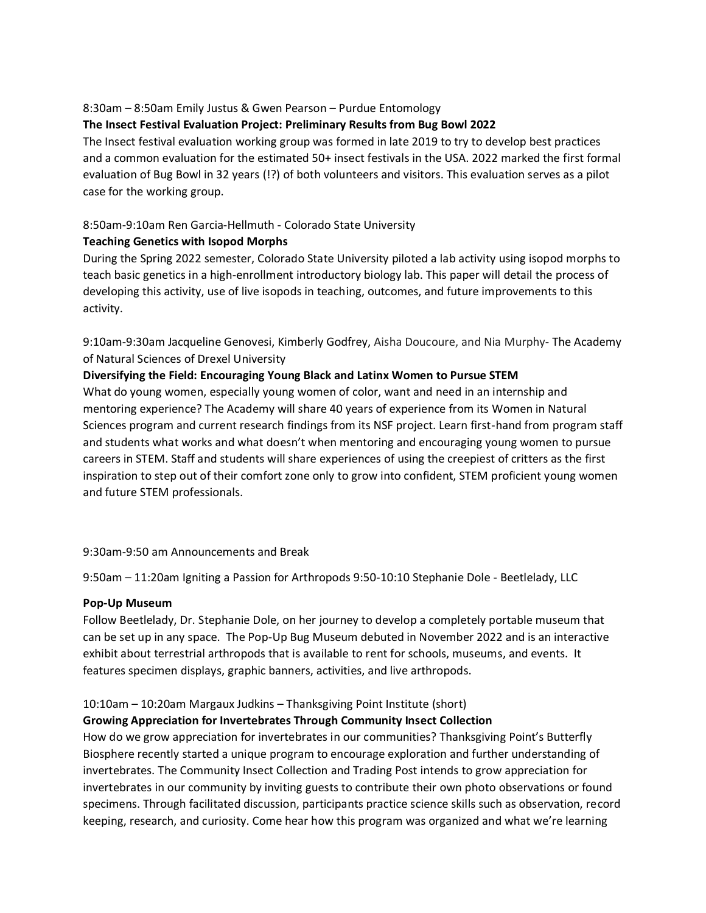8:30am – 8:50am Emily Justus & Gwen Pearson – Purdue Entomology

**The Insect Festival Evaluation Project: Preliminary Results from Bug Bowl 2022**

The Insect festival evaluation working group was formed in late 2019 to try to develop best practices and a common evaluation for the estimated 50+ insect festivals in the USA. 2022 marked the first formal evaluation of Bug Bowl in 32 years (!?) of both volunteers and visitors. This evaluation serves as a pilot case for the working group.

8:50am-9:10am Ren Garcia-Hellmuth - Colorado State University

**Teaching Genetics with Isopod Morphs**

During the Spring 2022 semester, Colorado State University piloted a lab activity using isopod morphs to teach basic genetics in a high-enrollment introductory biology lab. This paper will detail the process of developing this activity, use of live isopods in teaching, outcomes, and future improvements to this activity.

9:10am-9:30am Jacqueline Genovesi, Kimberly Godfrey, Aisha Doucoure, and Nia Murphy- The Academy of Natural Sciences of Drexel University

**Diversifying the Field: Encouraging Young Black and Latinx Women to Pursue STEM**

What do young women, especially young women of color, want and need in an internship and mentoring experience? The Academy will share 40 years of experience from its Women in Natural Sciences program and current research findings from its NSF project. Learn first-hand from program staff and students what works and what doesn't when mentoring and encouraging young women to pursue careers in STEM. Staff and students will share experiences of using the creepiest of critters as the first inspiration to step out of their comfort zone only to grow into confident, STEM proficient young women and future STEM professionals.

9:30am-9:50 am Announcements and Break

9:50am – 11:20am Igniting a Passion for Arthropods 9:50-10:10 Stephanie Dole - Beetlelady, LLC

**Pop-Up Museum**

Follow Beetlelady, Dr. Stephanie Dole, on her journey to develop a completely portable museum that can be set up in any space. The Pop-Up Bug Museum debuted in November 2022 and is an interactive exhibit about terrestrial arthropods that is available to rent for schools, museums, and events. It features specimen displays, graphic banners, activities, and live arthropods.

10:10am – 10:20am Margaux Judkins – Thanksgiving Point Institute (short)

**Growing Appreciation for Invertebrates Through Community Insect Collection**

How do we grow appreciation for invertebrates in our communities? Thanksgiving Point's Butterfly Biosphere recently started a unique program to encourage exploration and further understanding of invertebrates. The Community Insect Collection and Trading Post intends to grow appreciation for invertebrates in our community by inviting guests to contribute their own photo observations or found specimens. Through facilitated discussion, participants practice science skills such as observation, record keeping, research, and curiosity. Come hear how this program was organized and what we're learning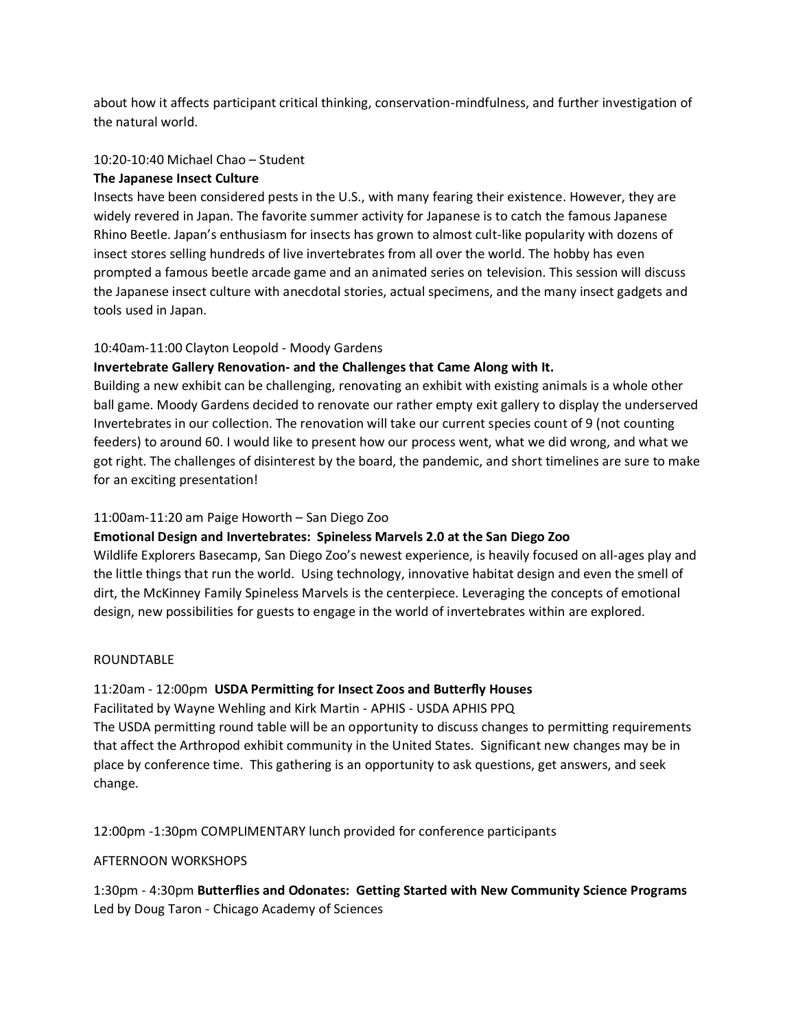about how it affects participant critical thinking, conservation-mindfulness, and further investigation of the natural world.

10:20-10:40 Michael Chao – Student

**The Japanese Insect Culture**

Insects have been considered pests in the U.S., with many fearing their existence. However, they are widely revered in Japan. The favorite summer activity for Japanese is to catch the famous Japanese Rhino Beetle. Japan's enthusiasm for insects has grown to almost cult-like popularity with dozens of insect stores selling hundreds of live invertebrates from all over the world. The hobby has even prompted a famous beetle arcade game and an animated series on television. This session will discuss the Japanese insect culture with anecdotal stories, actual specimens, and the many insect gadgets and tools used in Japan.

10:40am-11:00 Clayton Leopold - Moody Gardens

**Invertebrate Gallery Renovation- and the Challenges that Came Along with It.**

Building a new exhibit can be challenging, renovating an exhibit with existing animals is a whole other ball game. Moody Gardens decided to renovate our rather empty exit gallery to display the underserved Invertebrates in our collection. The renovation will take our current species count of 9 (not counting feeders) to around 60. I would like to present how our process went, what we did wrong, and what we got right. The challenges of disinterest by the board, the pandemic, and short timelines are sure to make for an exciting presentation!

11:00am-11:20 am Paige Howorth – San Diego Zoo

**Emotional Design and Invertebrates: Spineless Marvels 2.0 at the San Diego Zoo**

Wildlife Explorers Basecamp, San Diego Zoo's newest experience, is heavily focused on all-ages play and the little things that run the world. Using technology, innovative habitat design and even the smell of dirt, the McKinney Family Spineless Marvels is the centerpiece. Leveraging the concepts of emotional design, new possibilities for guests to engage in the world of invertebrates within are explored.

ROUNDTABLE

11:20am - 12:00pm **USDA Permitting for Insect Zoos and Butterfly Houses**

Facilitated by Wayne Wehling and Kirk Martin - APHIS - USDA APHIS PPQ

The USDA permitting round table will be an opportunity to discuss changes to permitting requirements that affect the Arthropod exhibit community in the United States. Significant new changes may be in place by conference time. This gathering is an opportunity to ask questions, get answers, and seek change.

12:00pm -1:30pm COMPLIMENTARY lunch provided for conference participants

AFTERNOON WORKSHOPS

1:30pm - 4:30pm **Butterflies and Odonates: Getting Started with New Community Science Programs**

Led by Doug Taron - Chicago Academy of Sciences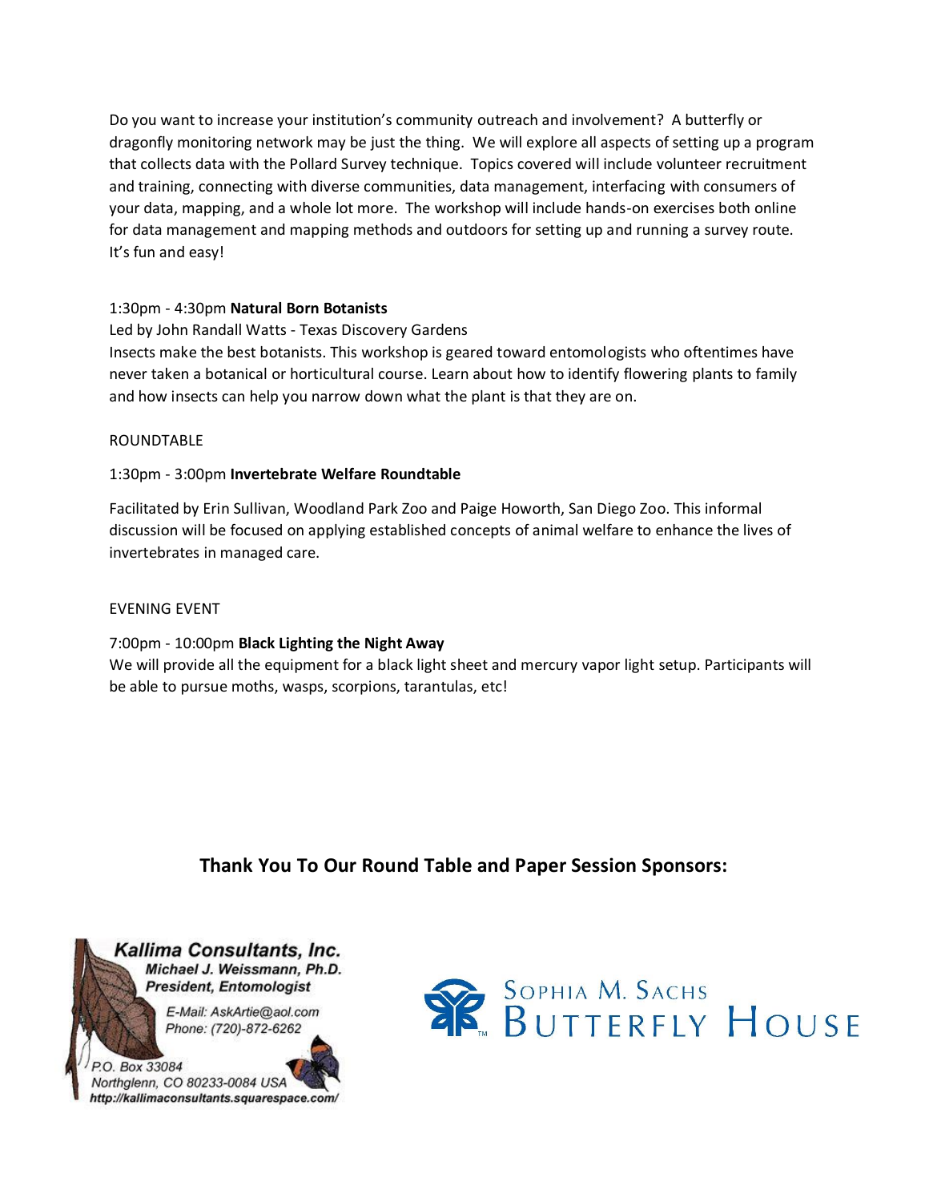Do you want to increase your institution's community outreach and involvement? A butterfly or dragonfly monitoring network may be just the thing. We will explore all aspects of setting up a program that collects data with the Pollard Survey technique. Topics covered will include volunteer recruitment and training, connecting with diverse communities, data management, interfacing with consumers of your data, mapping, and a whole lot more. The workshop will include hands-on exercises both online for data management and mapping methods and outdoors for setting up and running a survey route. It's fun and easy!

1:30pm - 4:30pm **Natural Born Botanists**

Led by John Randall Watts - Texas Discovery Gardens

Insects make the best botanists. This workshop is geared toward entomologists who oftentimes have never taken a botanical or horticultural course. Learn about how to identify flowering plants to family and how insects can help you narrow down what the plant is that they are on.

ROUNDTABLE

1:30pm - 3:00pm **Invertebrate Welfare Roundtable**

Facilitated by Erin Sullivan, Woodland Park Zoo and Paige Howorth, San Diego Zoo. This informal discussion will be focused on applying established concepts of animal welfare to enhance the lives of invertebrates in managed care.

EVENING EVENT

7:00pm - 10:00pm **Black Lighting the Night Away**

We will provide all the equipment for a black light sheet and mercury vapor light setup. Participants will be able to pursue moths, wasps, scorpions, tarantulas, etc!

## Thank You To Our Round Table and Paper Session Sponsors:

***Kallima Consultants, Inc.***
***Michael J. Weissmann, Ph.D.***
***President, Entomologist***
*E-Mail: AskArtie@aol.com*
*Phone: (720)-872-6262*
*P.O. Box 33084*
*Northglenn, CO 80233-0084 USA*
***http://kallimaconsultants.squarespace.com/***

SOPHIA M. SACHS BUTTERFLY HOUSE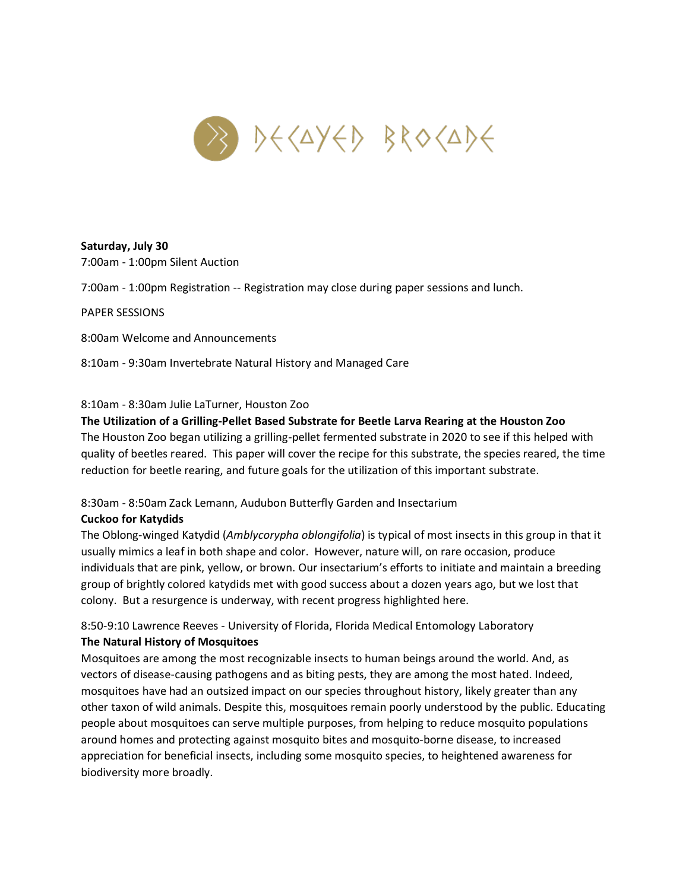**Saturday, July 30**

7:00am - 1:00pm Silent Auction

7:00am - 1:00pm Registration -- Registration may close during paper sessions and lunch.

PAPER SESSIONS

8:00am Welcome and Announcements

8:10am - 9:30am Invertebrate Natural History and Managed Care

8:10am - 8:30am Julie LaTurner, Houston Zoo

**The Utilization of a Grilling-Pellet Based Substrate for Beetle Larva Rearing at the Houston Zoo**

The Houston Zoo began utilizing a grilling-pellet fermented substrate in 2020 to see if this helped with quality of beetles reared. This paper will cover the recipe for this substrate, the species reared, the time reduction for beetle rearing, and future goals for the utilization of this important substrate.

8:30am - 8:50am Zack Lemann, Audubon Butterfly Garden and Insectarium

**Cuckoo for Katydids**

The Oblong-winged Katydid (*Amblycorypha oblongifolia*) is typical of most insects in this group in that it usually mimics a leaf in both shape and color. However, nature will, on rare occasion, produce individuals that are pink, yellow, or brown. Our insectarium's efforts to initiate and maintain a breeding group of brightly colored katydids met with good success about a dozen years ago, but we lost that colony. But a resurgence is underway, with recent progress highlighted here.

8:50-9:10 Lawrence Reeves - University of Florida, Florida Medical Entomology Laboratory

**The Natural History of Mosquitoes**

Mosquitoes are among the most recognizable insects to human beings around the world. And, as vectors of disease-causing pathogens and as biting pests, they are among the most hated. Indeed, mosquitoes have had an outsized impact on our species throughout history, likely greater than any other taxon of wild animals. Despite this, mosquitoes remain poorly understood by the public. Educating people about mosquitoes can serve multiple purposes, from helping to reduce mosquito populations around homes and protecting against mosquito bites and mosquito-borne disease, to increased appreciation for beneficial insects, including some mosquito species, to heightened awareness for biodiversity more broadly.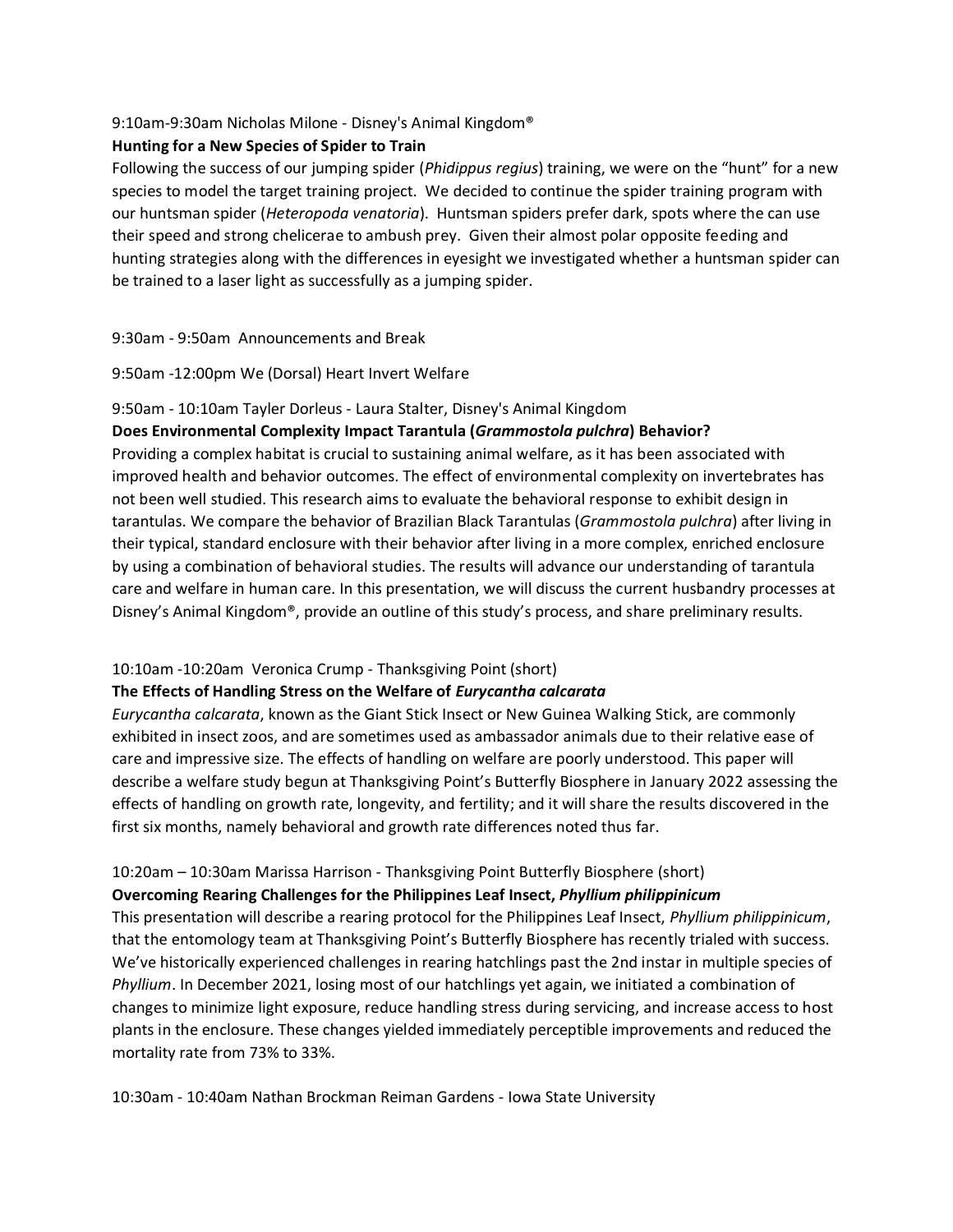9:10am-9:30am Nicholas Milone - Disney's Animal Kingdom®

**Hunting for a New Species of Spider to Train**

Following the success of our jumping spider (*Phidippus regius*) training, we were on the "hunt" for a new species to model the target training project. We decided to continue the spider training program with our huntsman spider (*Heteropoda venatoria*). Huntsman spiders prefer dark, spots where the can use their speed and strong chelicerae to ambush prey. Given their almost polar opposite feeding and hunting strategies along with the differences in eyesight we investigated whether a huntsman spider can be trained to a laser light as successfully as a jumping spider.

9:30am - 9:50am Announcements and Break

9:50am -12:00pm We (Dorsal) Heart Invert Welfare

9:50am - 10:10am Tayler Dorleus - Laura Stalter, Disney's Animal Kingdom

**Does Environmental Complexity Impact Tarantula (*Grammostola pulchra*) Behavior?**

Providing a complex habitat is crucial to sustaining animal welfare, as it has been associated with improved health and behavior outcomes. The effect of environmental complexity on invertebrates has not been well studied. This research aims to evaluate the behavioral response to exhibit design in tarantulas. We compare the behavior of Brazilian Black Tarantulas (*Grammostola pulchra*) after living in their typical, standard enclosure with their behavior after living in a more complex, enriched enclosure by using a combination of behavioral studies. The results will advance our understanding of tarantula care and welfare in human care. In this presentation, we will discuss the current husbandry processes at Disney's Animal Kingdom®, provide an outline of this study's process, and share preliminary results.

10:10am -10:20am Veronica Crump - Thanksgiving Point (short)

**The Effects of Handling Stress on the Welfare of *Eurycantha calcarata***

*Eurycantha calcarata*, known as the Giant Stick Insect or New Guinea Walking Stick, are commonly exhibited in insect zoos, and are sometimes used as ambassador animals due to their relative ease of care and impressive size. The effects of handling on welfare are poorly understood. This paper will describe a welfare study begun at Thanksgiving Point's Butterfly Biosphere in January 2022 assessing the effects of handling on growth rate, longevity, and fertility; and it will share the results discovered in the first six months, namely behavioral and growth rate differences noted thus far.

10:20am – 10:30am Marissa Harrison - Thanksgiving Point Butterfly Biosphere (short)

**Overcoming Rearing Challenges for the Philippines Leaf Insect, *Phyllium philippinicum***

This presentation will describe a rearing protocol for the Philippines Leaf Insect, *Phyllium philippinicum*, that the entomology team at Thanksgiving Point's Butterfly Biosphere has recently trialed with success. We've historically experienced challenges in rearing hatchlings past the 2nd instar in multiple species of *Phyllium*. In December 2021, losing most of our hatchlings yet again, we initiated a combination of changes to minimize light exposure, reduce handling stress during servicing, and increase access to host plants in the enclosure. These changes yielded immediately perceptible improvements and reduced the mortality rate from 73% to 33%.

10:30am - 10:40am Nathan Brockman Reiman Gardens - Iowa State University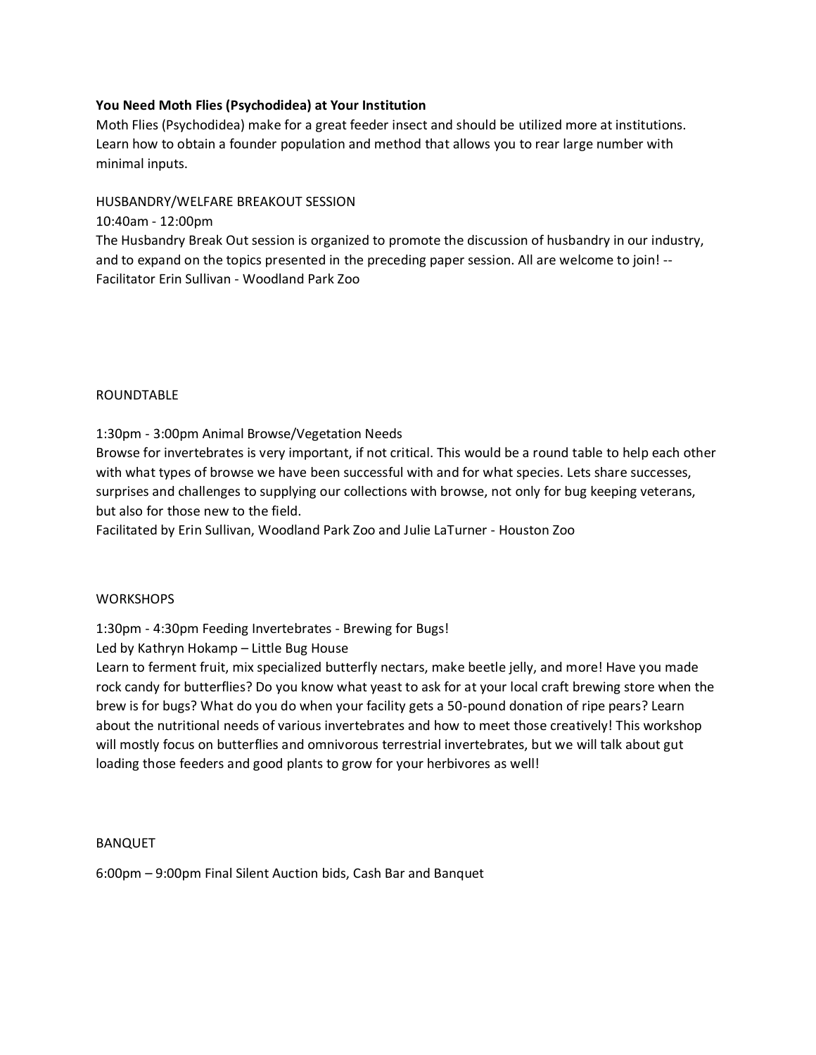**You Need Moth Flies (Psychodidea) at Your Institution**

Moth Flies (Psychodidea) make for a great feeder insect and should be utilized more at institutions. Learn how to obtain a founder population and method that allows you to rear large number with minimal inputs.

HUSBANDRY/WELFARE BREAKOUT SESSION

10:40am - 12:00pm

The Husbandry Break Out session is organized to promote the discussion of husbandry in our industry, and to expand on the topics presented in the preceding paper session. All are welcome to join! -- Facilitator Erin Sullivan - Woodland Park Zoo

ROUNDTABLE

1:30pm - 3:00pm Animal Browse/Vegetation Needs

Browse for invertebrates is very important, if not critical. This would be a round table to help each other with what types of browse we have been successful with and for what species. Lets share successes, surprises and challenges to supplying our collections with browse, not only for bug keeping veterans, but also for those new to the field.

Facilitated by Erin Sullivan, Woodland Park Zoo and Julie LaTurner - Houston Zoo

WORKSHOPS

1:30pm - 4:30pm Feeding Invertebrates - Brewing for Bugs!

Led by Kathryn Hokamp – Little Bug House

Learn to ferment fruit, mix specialized butterfly nectars, make beetle jelly, and more! Have you made rock candy for butterflies? Do you know what yeast to ask for at your local craft brewing store when the brew is for bugs? What do you do when your facility gets a 50-pound donation of ripe pears? Learn about the nutritional needs of various invertebrates and how to meet those creatively! This workshop will mostly focus on butterflies and omnivorous terrestrial invertebrates, but we will talk about gut loading those feeders and good plants to grow for your herbivores as well!

BANQUET

6:00pm – 9:00pm Final Silent Auction bids, Cash Bar and Banquet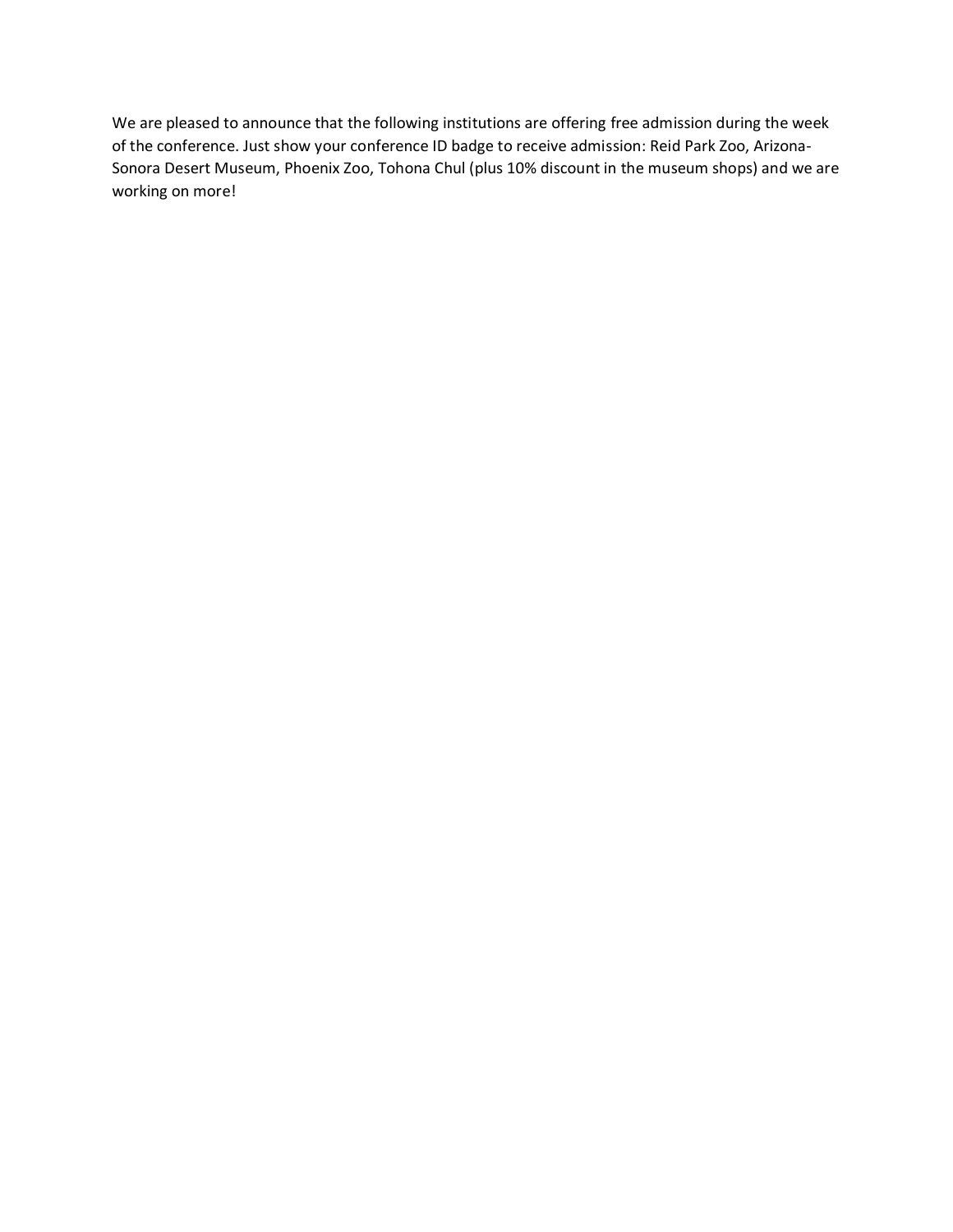We are pleased to announce that the following institutions are offering free admission during the week of the conference. Just show your conference ID badge to receive admission: Reid Park Zoo, Arizona-Sonora Desert Museum, Phoenix Zoo, Tohona Chul (plus 10% discount in the museum shops) and we are working on more!